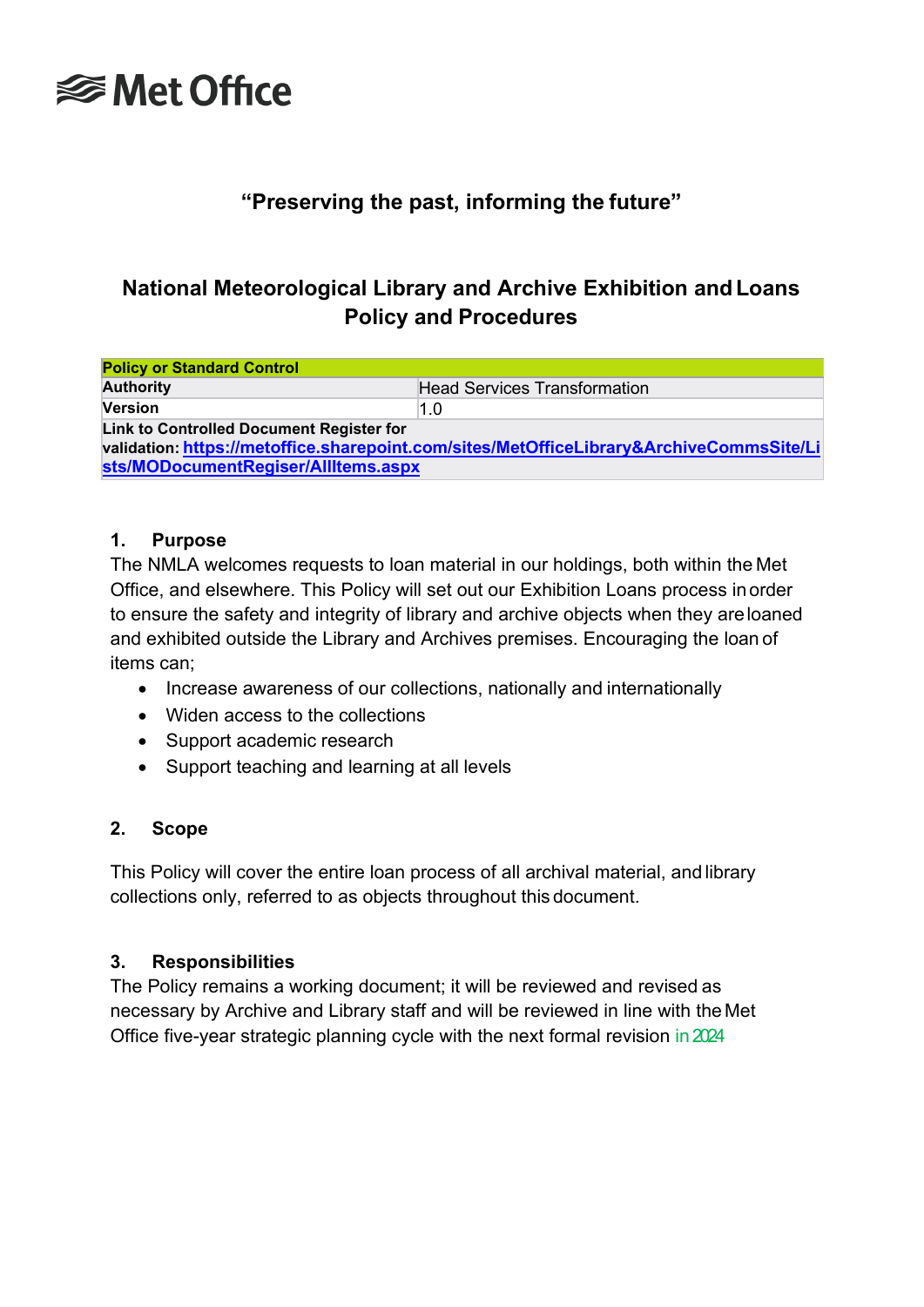Met Office

**“Preserving the past, informing the future”**

# National Meteorological Library and Archive Exhibition and Loans Policy and Procedures

| **Policy or Standard Control** | |
|---|---|
| **Authority** | Head Services Transformation |
| **Version** | 1.0 |
| **Link to Controlled Document Register for validation: [https://metoffice.sharepoint.com/sites/MetOfficeLibrary&ArchiveCommsSite/Lists/MODocumentRegiser/AllItems.aspx](https://metoffice.sharepoint.com/sites/MetOfficeLibrary&ArchiveCommsSite/Lists/MODocumentRegiser/AllItems.aspx)** | |

## 1. Purpose

The NMLA welcomes requests to loan material in our holdings, both within the Met Office, and elsewhere. This Policy will set out our Exhibition Loans process in order to ensure the safety and integrity of library and archive objects when they are loaned and exhibited outside the Library and Archives premises. Encouraging the loan of items can;

- Increase awareness of our collections, nationally and internationally
- Widen access to the collections
- Support academic research
- Support teaching and learning at all levels

## 2. Scope

This Policy will cover the entire loan process of all archival material, and library collections only, referred to as objects throughout this document.

## 3. Responsibilities

The Policy remains a working document; it will be reviewed and revised as necessary by Archive and Library staff and will be reviewed in line with the Met Office five-year strategic planning cycle with the next formal revision in 2024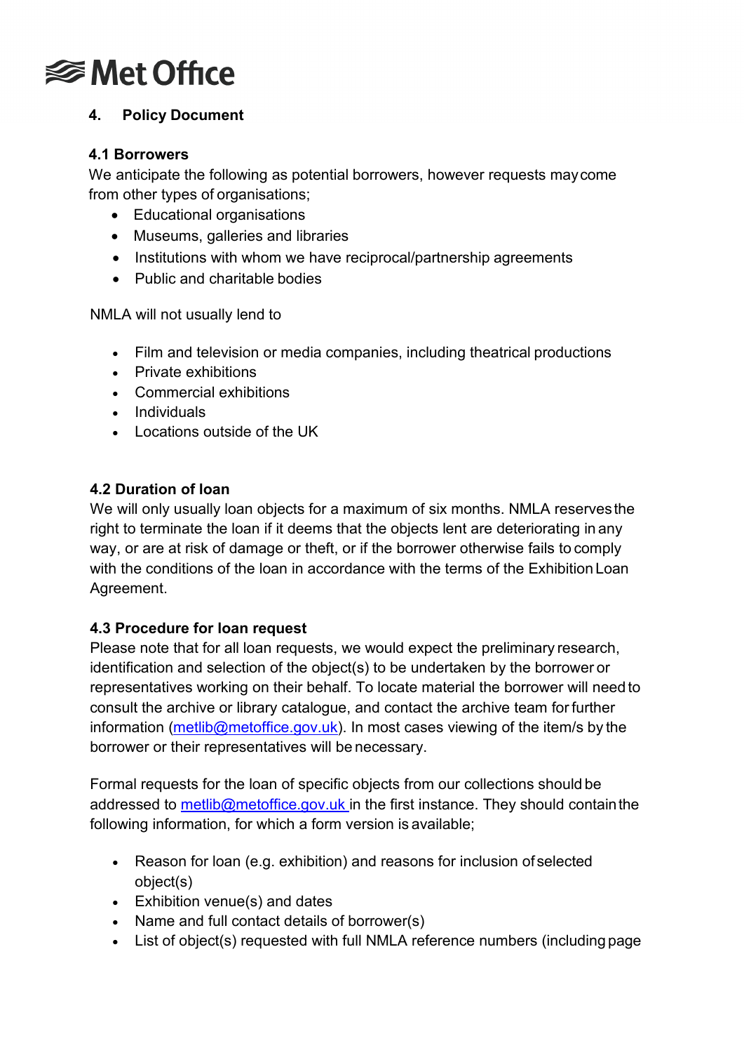## 4. Policy Document

### 4.1 Borrowers

We anticipate the following as potential borrowers, however requests may come from other types of organisations;

- Educational organisations
- Museums, galleries and libraries
- Institutions with whom we have reciprocal/partnership agreements
- Public and charitable bodies

NMLA will not usually lend to

- Film and television or media companies, including theatrical productions
- Private exhibitions
- Commercial exhibitions
- Individuals
- Locations outside of the UK

### 4.2 Duration of loan

We will only usually loan objects for a maximum of six months. NMLA reserves the right to terminate the loan if it deems that the objects lent are deteriorating in any way, or are at risk of damage or theft, or if the borrower otherwise fails to comply with the conditions of the loan in accordance with the terms of the Exhibition Loan Agreement.

### 4.3 Procedure for loan request

Please note that for all loan requests, we would expect the preliminary research, identification and selection of the object(s) to be undertaken by the borrower or representatives working on their behalf. To locate material the borrower will need to consult the archive or library catalogue, and contact the archive team for further information (metlib@metoffice.gov.uk). In most cases viewing of the item/s by the borrower or their representatives will be necessary.

Formal requests for the loan of specific objects from our collections should be addressed to metlib@metoffice.gov.uk in the first instance. They should contain the following information, for which a form version is available;

- Reason for loan (e.g. exhibition) and reasons for inclusion of selected object(s)
- Exhibition venue(s) and dates
- Name and full contact details of borrower(s)
- List of object(s) requested with full NMLA reference numbers (including page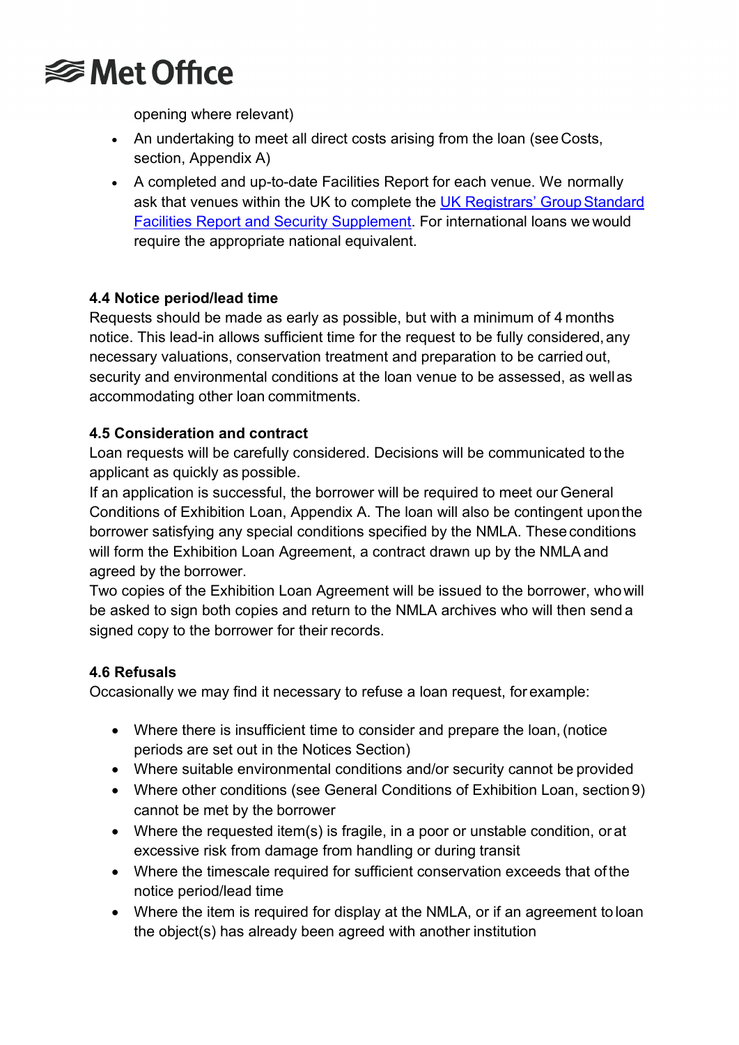opening where relevant)

- An undertaking to meet all direct costs arising from the loan (see Costs, section, Appendix A)
- A completed and up-to-date Facilities Report for each venue. We normally ask that venues within the UK to complete the [UK Registrars' Group Standard Facilities Report and Security Supplement](). For international loans we would require the appropriate national equivalent.

**4.4 Notice period/lead time**

Requests should be made as early as possible, but with a minimum of 4 months notice. This lead-in allows sufficient time for the request to be fully considered, any necessary valuations, conservation treatment and preparation to be carried out, security and environmental conditions at the loan venue to be assessed, as well as accommodating other loan commitments.

**4.5 Consideration and contract**

Loan requests will be carefully considered. Decisions will be communicated to the applicant as quickly as possible.

If an application is successful, the borrower will be required to meet our General Conditions of Exhibition Loan, Appendix A. The loan will also be contingent upon the borrower satisfying any special conditions specified by the NMLA. These conditions will form the Exhibition Loan Agreement, a contract drawn up by the NMLA and agreed by the borrower.

Two copies of the Exhibition Loan Agreement will be issued to the borrower, who will be asked to sign both copies and return to the NMLA archives who will then send a signed copy to the borrower for their records.

**4.6 Refusals**

Occasionally we may find it necessary to refuse a loan request, for example:

- Where there is insufficient time to consider and prepare the loan, (notice periods are set out in the Notices Section)
- Where suitable environmental conditions and/or security cannot be provided
- Where other conditions (see General Conditions of Exhibition Loan, section 9) cannot be met by the borrower
- Where the requested item(s) is fragile, in a poor or unstable condition, or at excessive risk from damage from handling or during transit
- Where the timescale required for sufficient conservation exceeds that of the notice period/lead time
- Where the item is required for display at the NMLA, or if an agreement to loan the object(s) has already been agreed with another institution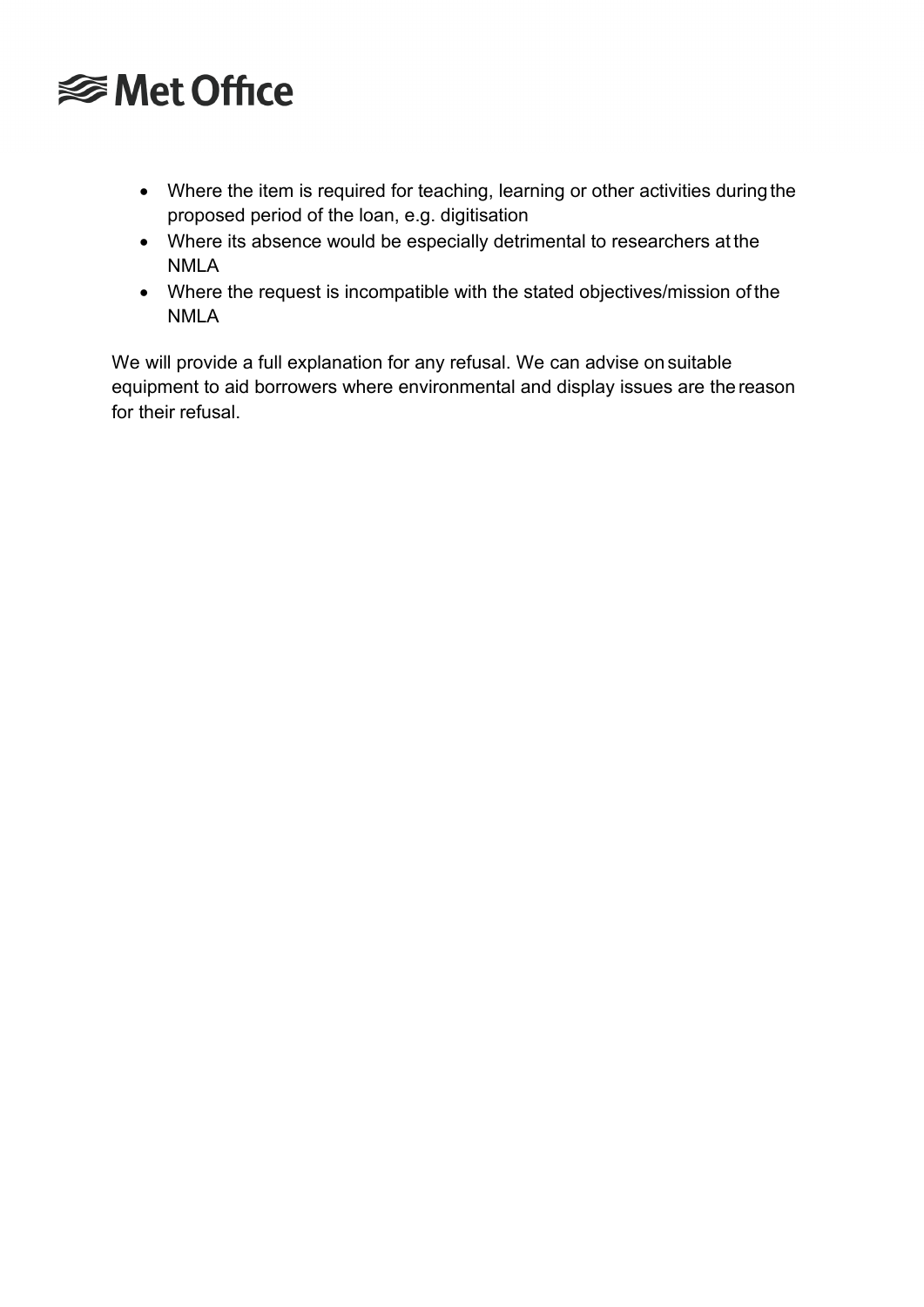- Where the item is required for teaching, learning or other activities during the proposed period of the loan, e.g. digitisation
- Where its absence would be especially detrimental to researchers at the NMLA
- Where the request is incompatible with the stated objectives/mission of the NMLA

We will provide a full explanation for any refusal. We can advise on suitable equipment to aid borrowers where environmental and display issues are the reason for their refusal.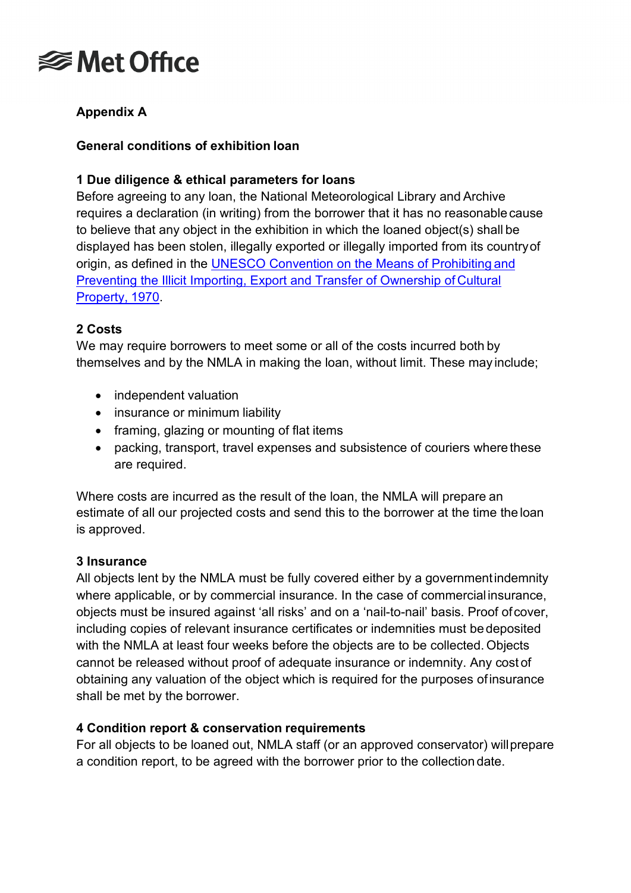## Appendix A

### General conditions of exhibition loan

#### 1 Due diligence & ethical parameters for loans

Before agreeing to any loan, the National Meteorological Library and Archive requires a declaration (in writing) from the borrower that it has no reasonable cause to believe that any object in the exhibition in which the loaned object(s) shall be displayed has been stolen, illegally exported or illegally imported from its country of origin, as defined in the [UNESCO Convention on the Means of Prohibiting and Preventing the Illicit Importing, Export and Transfer of Ownership of Cultural Property, 1970](#).

#### 2 Costs

We may require borrowers to meet some or all of the costs incurred both by themselves and by the NMLA in making the loan, without limit. These may include;

- independent valuation
- insurance or minimum liability
- framing, glazing or mounting of flat items
- packing, transport, travel expenses and subsistence of couriers where these are required.

Where costs are incurred as the result of the loan, the NMLA will prepare an estimate of all our projected costs and send this to the borrower at the time the loan is approved.

#### 3 Insurance

All objects lent by the NMLA must be fully covered either by a government indemnity where applicable, or by commercial insurance. In the case of commercial insurance, objects must be insured against 'all risks' and on a 'nail-to-nail' basis. Proof of cover, including copies of relevant insurance certificates or indemnities must be deposited with the NMLA at least four weeks before the objects are to be collected. Objects cannot be released without proof of adequate insurance or indemnity. Any cost of obtaining any valuation of the object which is required for the purposes of insurance shall be met by the borrower.

#### 4 Condition report & conservation requirements

For all objects to be loaned out, NMLA staff (or an approved conservator) will prepare a condition report, to be agreed with the borrower prior to the collection date.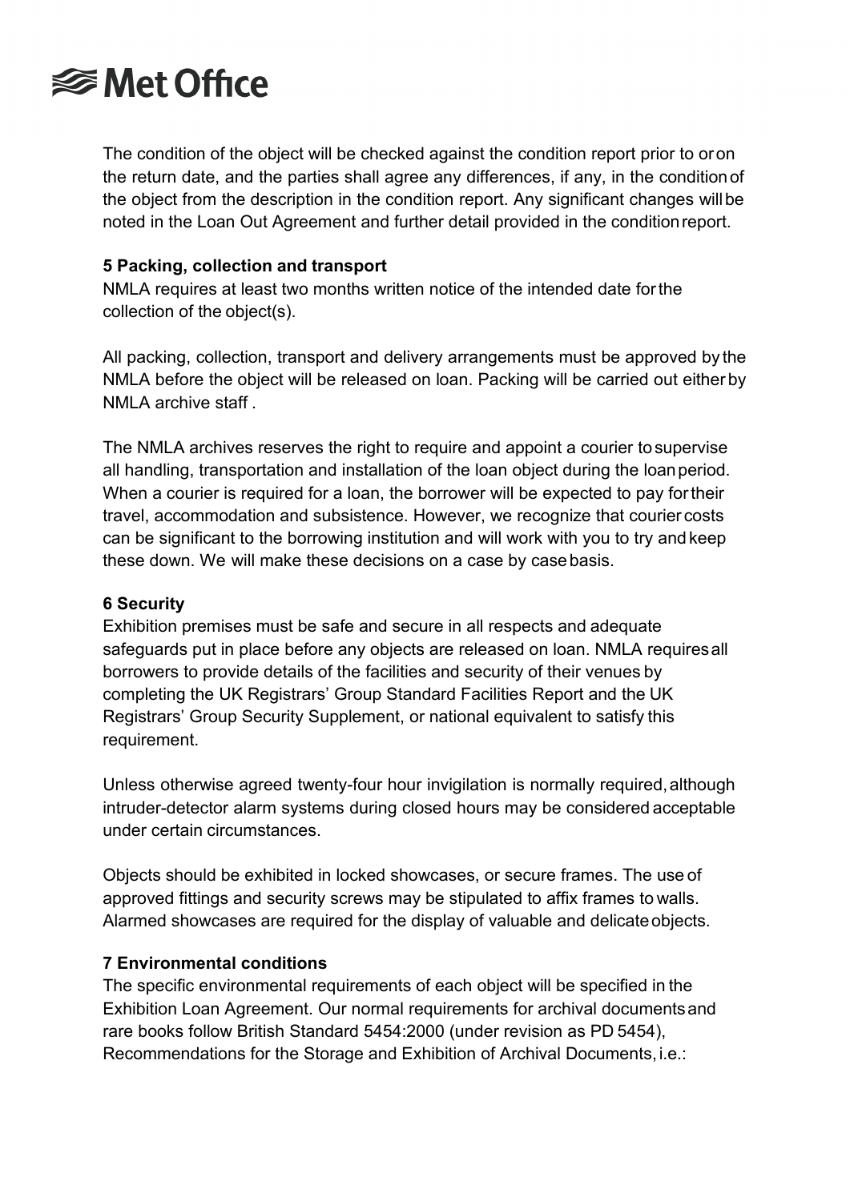The condition of the object will be checked against the condition report prior to or on the return date, and the parties shall agree any differences, if any, in the condition of the object from the description in the condition report. Any significant changes will be noted in the Loan Out Agreement and further detail provided in the condition report.

**5 Packing, collection and transport**

NMLA requires at least two months written notice of the intended date for the collection of the object(s).

All packing, collection, transport and delivery arrangements must be approved by the NMLA before the object will be released on loan. Packing will be carried out either by NMLA archive staff .

The NMLA archives reserves the right to require and appoint a courier to supervise all handling, transportation and installation of the loan object during the loan period. When a courier is required for a loan, the borrower will be expected to pay for their travel, accommodation and subsistence. However, we recognize that courier costs can be significant to the borrowing institution and will work with you to try and keep these down. We will make these decisions on a case by case basis.

**6 Security**

Exhibition premises must be safe and secure in all respects and adequate safeguards put in place before any objects are released on loan. NMLA requires all borrowers to provide details of the facilities and security of their venues by completing the UK Registrars' Group Standard Facilities Report and the UK Registrars' Group Security Supplement, or national equivalent to satisfy this requirement.

Unless otherwise agreed twenty-four hour invigilation is normally required, although intruder-detector alarm systems during closed hours may be considered acceptable under certain circumstances.

Objects should be exhibited in locked showcases, or secure frames. The use of approved fittings and security screws may be stipulated to affix frames to walls. Alarmed showcases are required for the display of valuable and delicate objects.

**7 Environmental conditions**

The specific environmental requirements of each object will be specified in the Exhibition Loan Agreement. Our normal requirements for archival documents and rare books follow British Standard 5454:2000 (under revision as PD 5454), Recommendations for the Storage and Exhibition of Archival Documents, i.e.: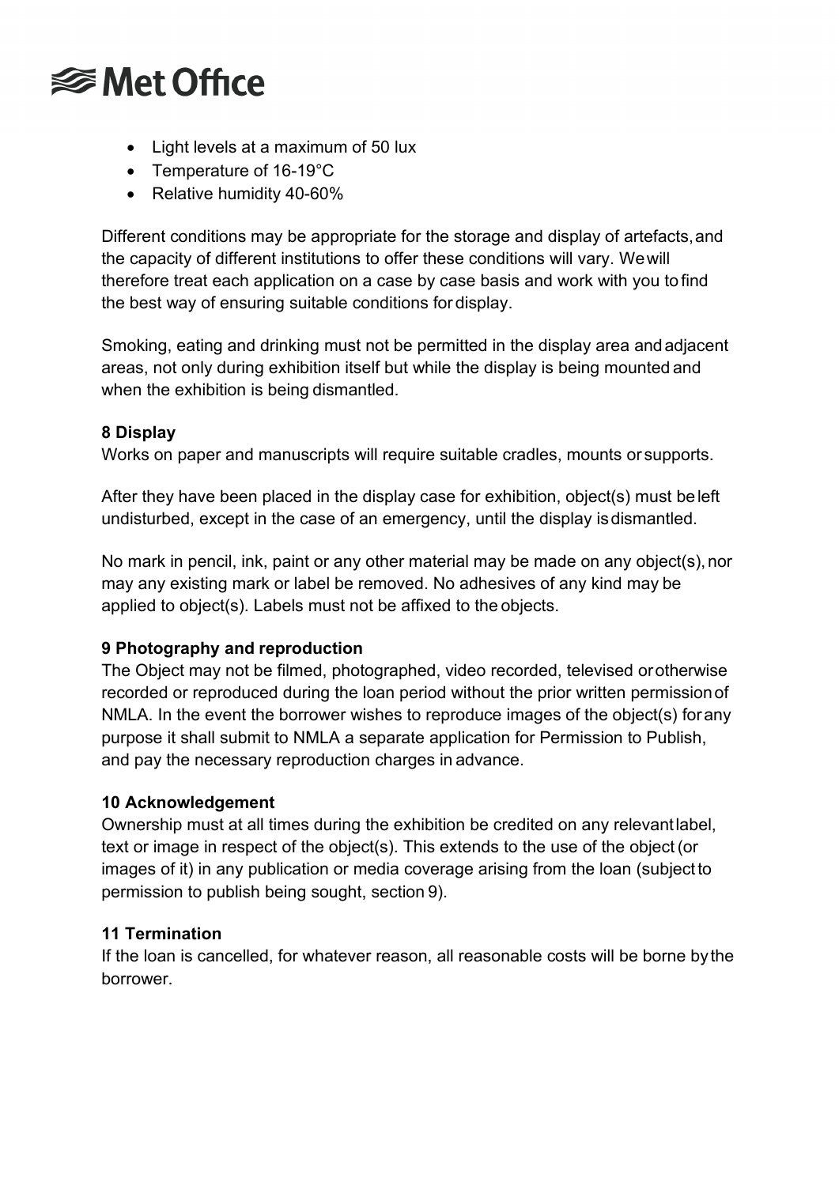- Light levels at a maximum of 50 lux
- Temperature of 16-19°C
- Relative humidity 40-60%

Different conditions may be appropriate for the storage and display of artefacts, and the capacity of different institutions to offer these conditions will vary. We will therefore treat each application on a case by case basis and work with you to find the best way of ensuring suitable conditions for display.

Smoking, eating and drinking must not be permitted in the display area and adjacent areas, not only during exhibition itself but while the display is being mounted and when the exhibition is being dismantled.

**8 Display**

Works on paper and manuscripts will require suitable cradles, mounts or supports.

After they have been placed in the display case for exhibition, object(s) must be left undisturbed, except in the case of an emergency, until the display is dismantled.

No mark in pencil, ink, paint or any other material may be made on any object(s), nor may any existing mark or label be removed. No adhesives of any kind may be applied to object(s). Labels must not be affixed to the objects.

**9 Photography and reproduction**

The Object may not be filmed, photographed, video recorded, televised or otherwise recorded or reproduced during the loan period without the prior written permission of NMLA. In the event the borrower wishes to reproduce images of the object(s) for any purpose it shall submit to NMLA a separate application for Permission to Publish, and pay the necessary reproduction charges in advance.

**10 Acknowledgement**

Ownership must at all times during the exhibition be credited on any relevant label, text or image in respect of the object(s). This extends to the use of the object (or images of it) in any publication or media coverage arising from the loan (subject to permission to publish being sought, section 9).

**11 Termination**

If the loan is cancelled, for whatever reason, all reasonable costs will be borne by the borrower.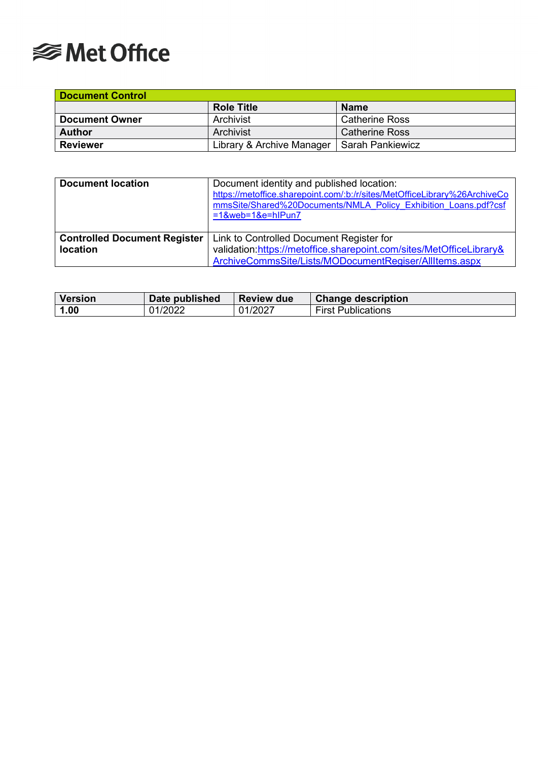Met Office

| Document Control | | |
|---|---|---|
| | **Role Title** | **Name** |
| **Document Owner** | Archivist | Catherine Ross |
| **Author** | Archivist | Catherine Ross |
| **Reviewer** | Library & Archive Manager | Sarah Pankiewicz |

| | |
|---|---|
| **Document location** | Document identity and published location: https://metoffice.sharepoint.com/:b:/r/sites/MetOfficeLibrary%26ArchiveCommsSite/Shared%20Documents/NMLA_Policy_Exhibition_Loans.pdf?csf=1&web=1&e=hIPun7 |
| **Controlled Document Register location** | Link to Controlled Document Register for validation:https://metoffice.sharepoint.com/sites/MetOfficeLibrary&ArchiveCommsSite/Lists/MODocumentRegiser/AllItems.aspx |

| Version | Date published | Review due | Change description |
|---|---|---|---|
| **1.00** | 01/2022 | 01/2027 | First Publications |